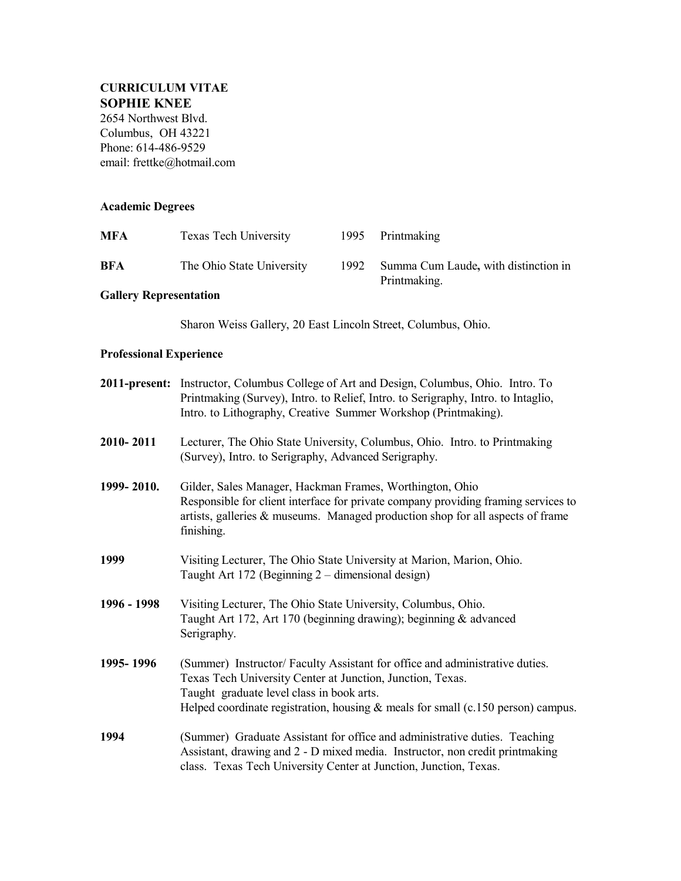# CURRICULUM VITAE

## SOPHIE KNEE

2654 Northwest Blvd.
Columbus, OH 43221
Phone: 614-486-9529
email: frettke@hotmail.com

### Academic Degrees

| | | | |
|---|---|---|---|
| **MFA** | Texas Tech University | 1995 | Printmaking |
| **BFA** | The Ohio State University | 1992 | Summa Cum Laude**,** with distinction in Printmaking. |

### Gallery Representation

Sharon Weiss Gallery, 20 East Lincoln Street, Columbus, Ohio.

### Professional Experience

**2011-present:** Instructor, Columbus College of Art and Design, Columbus, Ohio. Intro. To Printmaking (Survey), Intro. to Relief, Intro. to Serigraphy, Intro. to Intaglio, Intro. to Lithography, Creative Summer Workshop (Printmaking).

**2010- 2011** Lecturer, The Ohio State University, Columbus, Ohio. Intro. to Printmaking (Survey), Intro. to Serigraphy, Advanced Serigraphy.

**1999- 2010.** Gilder, Sales Manager, Hackman Frames, Worthington, Ohio
Responsible for client interface for private company providing framing services to artists, galleries & museums. Managed production shop for all aspects of frame finishing.

**1999** Visiting Lecturer, The Ohio State University at Marion, Marion, Ohio.
Taught Art 172 (Beginning 2 – dimensional design)

**1996 - 1998** Visiting Lecturer, The Ohio State University, Columbus, Ohio.
Taught Art 172, Art 170 (beginning drawing); beginning & advanced Serigraphy.

**1995- 1996** (Summer) Instructor/ Faculty Assistant for office and administrative duties.
Texas Tech University Center at Junction, Junction, Texas.
Taught graduate level class in book arts.
Helped coordinate registration, housing & meals for small (c.150 person) campus.

**1994** (Summer) Graduate Assistant for office and administrative duties. Teaching Assistant, drawing and 2 - D mixed media. Instructor, non credit printmaking class. Texas Tech University Center at Junction, Junction, Texas.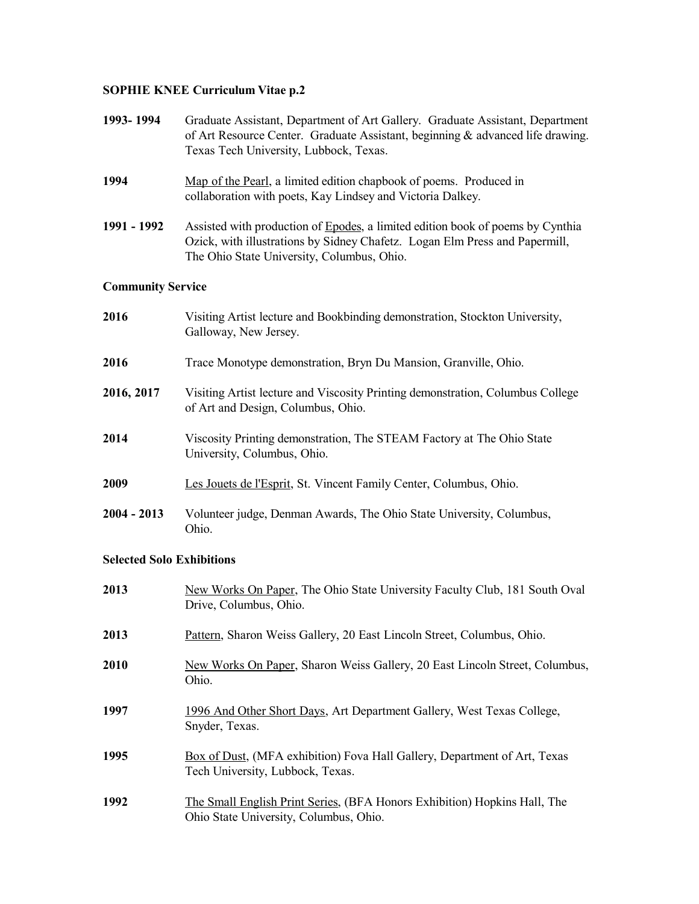**SOPHIE KNEE Curriculum Vitae p.2**

**1993- 1994** Graduate Assistant, Department of Art Gallery. Graduate Assistant, Department of Art Resource Center. Graduate Assistant, beginning & advanced life drawing. Texas Tech University, Lubbock, Texas.

**1994** Map of the Pearl, a limited edition chapbook of poems. Produced in collaboration with poets, Kay Lindsey and Victoria Dalkey.

**1991 - 1992** Assisted with production of Epodes, a limited edition book of poems by Cynthia Ozick, with illustrations by Sidney Chafetz. Logan Elm Press and Papermill, The Ohio State University, Columbus, Ohio.

**Community Service**

**2016** Visiting Artist lecture and Bookbinding demonstration, Stockton University, Galloway, New Jersey.

**2016** Trace Monotype demonstration, Bryn Du Mansion, Granville, Ohio.

**2016, 2017** Visiting Artist lecture and Viscosity Printing demonstration, Columbus College of Art and Design, Columbus, Ohio.

**2014** Viscosity Printing demonstration, The STEAM Factory at The Ohio State University, Columbus, Ohio.

**2009** Les Jouets de l'Esprit, St. Vincent Family Center, Columbus, Ohio.

**2004 - 2013** Volunteer judge, Denman Awards, The Ohio State University, Columbus, Ohio.

**Selected Solo Exhibitions**

**2013** New Works On Paper, The Ohio State University Faculty Club, 181 South Oval Drive, Columbus, Ohio.

**2013** Pattern, Sharon Weiss Gallery, 20 East Lincoln Street, Columbus, Ohio.

**2010** New Works On Paper, Sharon Weiss Gallery, 20 East Lincoln Street, Columbus, Ohio.

**1997** 1996 And Other Short Days, Art Department Gallery, West Texas College, Snyder, Texas.

**1995** Box of Dust, (MFA exhibition) Fova Hall Gallery, Department of Art, Texas Tech University, Lubbock, Texas.

**1992** The Small English Print Series, (BFA Honors Exhibition) Hopkins Hall, The Ohio State University, Columbus, Ohio.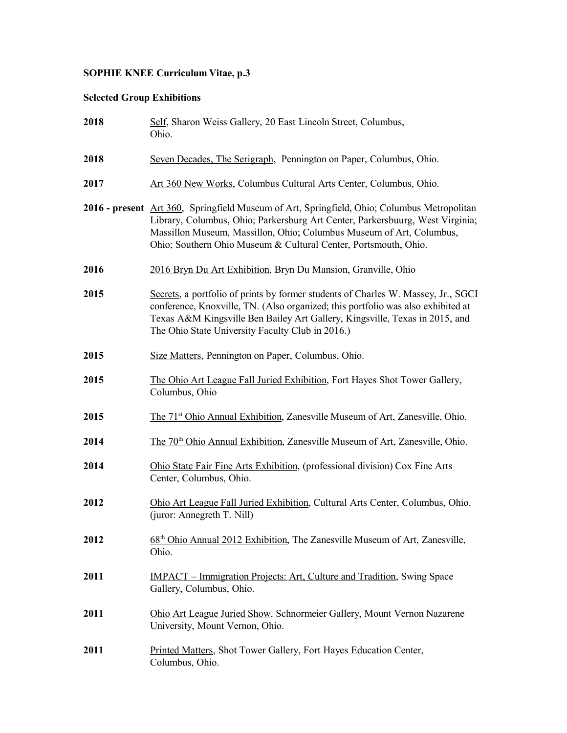**SOPHIE KNEE Curriculum Vitae, p.3**

**Selected Group Exhibitions**

**2018** Self, Sharon Weiss Gallery, 20 East Lincoln Street, Columbus, Ohio.

**2018** Seven Decades, The Serigraph, Pennington on Paper, Columbus, Ohio.

**2017** Art 360 New Works, Columbus Cultural Arts Center, Columbus, Ohio.

**2016 - present** Art 360, Springfield Museum of Art, Springfield, Ohio; Columbus Metropolitan Library, Columbus, Ohio; Parkersburg Art Center, Parkersbuurg, West Virginia; Massillon Museum, Massillon, Ohio; Columbus Museum of Art, Columbus, Ohio; Southern Ohio Museum & Cultural Center, Portsmouth, Ohio.

**2016** 2016 Bryn Du Art Exhibition, Bryn Du Mansion, Granville, Ohio

**2015** Secrets, a portfolio of prints by former students of Charles W. Massey, Jr., SGCI conference, Knoxville, TN. (Also organized; this portfolio was also exhibited at Texas A&M Kingsville Ben Bailey Art Gallery, Kingsville, Texas in 2015, and The Ohio State University Faculty Club in 2016.)

**2015** Size Matters, Pennington on Paper, Columbus, Ohio.

**2015** The Ohio Art League Fall Juried Exhibition, Fort Hayes Shot Tower Gallery, Columbus, Ohio

**2015** The 71st Ohio Annual Exhibition, Zanesville Museum of Art, Zanesville, Ohio.

**2014** The 70th Ohio Annual Exhibition, Zanesville Museum of Art, Zanesville, Ohio.

**2014** Ohio State Fair Fine Arts Exhibition, (professional division) Cox Fine Arts Center, Columbus, Ohio.

**2012** Ohio Art League Fall Juried Exhibition, Cultural Arts Center, Columbus, Ohio. (juror: Annegreth T. Nill)

**2012** 68th Ohio Annual 2012 Exhibition, The Zanesville Museum of Art, Zanesville, Ohio.

**2011** IMPACT – Immigration Projects: Art, Culture and Tradition, Swing Space Gallery, Columbus, Ohio.

**2011** Ohio Art League Juried Show, Schnormeier Gallery, Mount Vernon Nazarene University, Mount Vernon, Ohio.

**2011** Printed Matters, Shot Tower Gallery, Fort Hayes Education Center, Columbus, Ohio.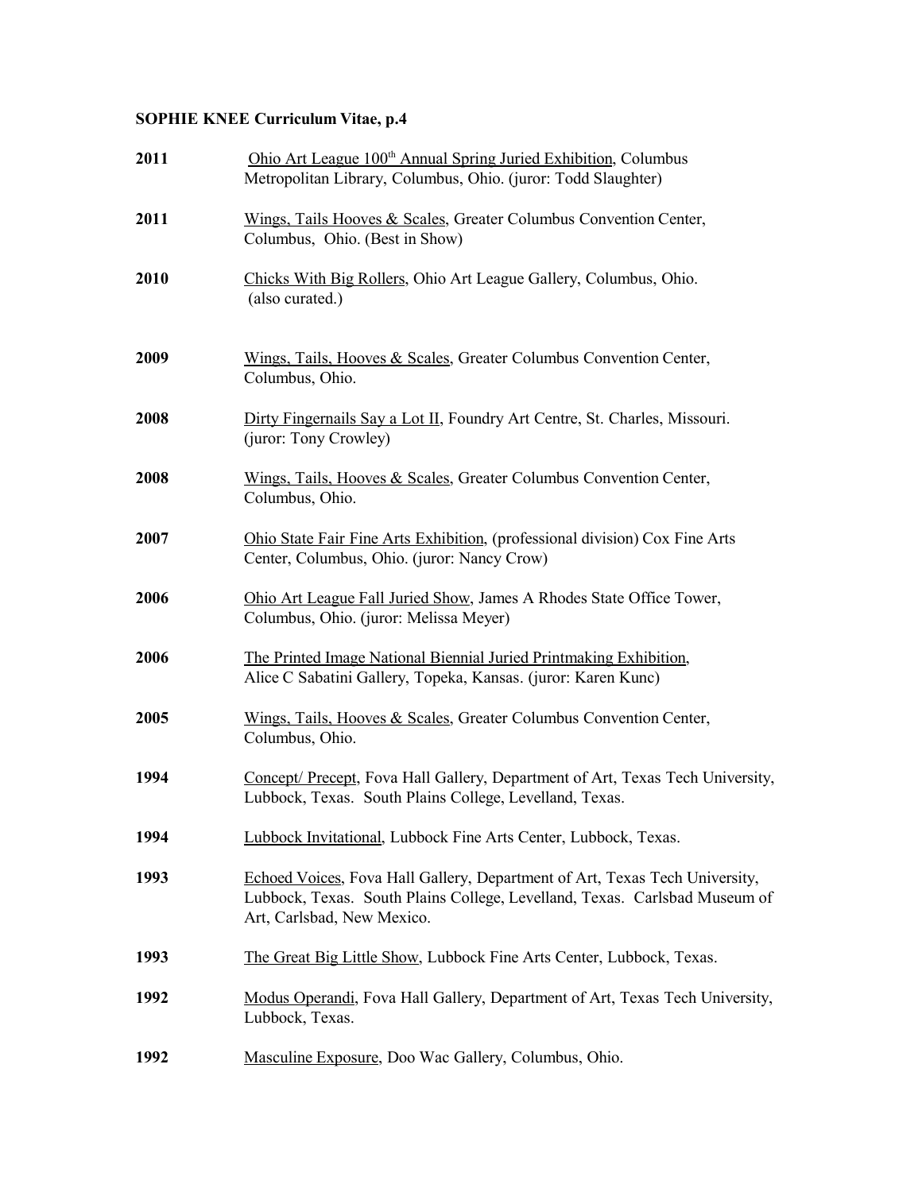**SOPHIE KNEE Curriculum Vitae, p.4**

**2011** Ohio Art League 100th Annual Spring Juried Exhibition, Columbus Metropolitan Library, Columbus, Ohio. (juror: Todd Slaughter)

**2011** Wings, Tails Hooves & Scales, Greater Columbus Convention Center, Columbus, Ohio. (Best in Show)

**2010** Chicks With Big Rollers, Ohio Art League Gallery, Columbus, Ohio. (also curated.)

**2009** Wings, Tails, Hooves & Scales, Greater Columbus Convention Center, Columbus, Ohio.

**2008** Dirty Fingernails Say a Lot II, Foundry Art Centre, St. Charles, Missouri. (juror: Tony Crowley)

**2008** Wings, Tails, Hooves & Scales, Greater Columbus Convention Center, Columbus, Ohio.

**2007** Ohio State Fair Fine Arts Exhibition, (professional division) Cox Fine Arts Center, Columbus, Ohio. (juror: Nancy Crow)

**2006** Ohio Art League Fall Juried Show, James A Rhodes State Office Tower, Columbus, Ohio. (juror: Melissa Meyer)

**2006** The Printed Image National Biennial Juried Printmaking Exhibition, Alice C Sabatini Gallery, Topeka, Kansas. (juror: Karen Kunc)

**2005** Wings, Tails, Hooves & Scales, Greater Columbus Convention Center, Columbus, Ohio.

**1994** Concept/ Precept, Fova Hall Gallery, Department of Art, Texas Tech University, Lubbock, Texas. South Plains College, Levelland, Texas.

**1994** Lubbock Invitational, Lubbock Fine Arts Center, Lubbock, Texas.

**1993** Echoed Voices, Fova Hall Gallery, Department of Art, Texas Tech University, Lubbock, Texas. South Plains College, Levelland, Texas. Carlsbad Museum of Art, Carlsbad, New Mexico.

**1993** The Great Big Little Show, Lubbock Fine Arts Center, Lubbock, Texas.

**1992** Modus Operandi, Fova Hall Gallery, Department of Art, Texas Tech University, Lubbock, Texas.

**1992** Masculine Exposure, Doo Wac Gallery, Columbus, Ohio.